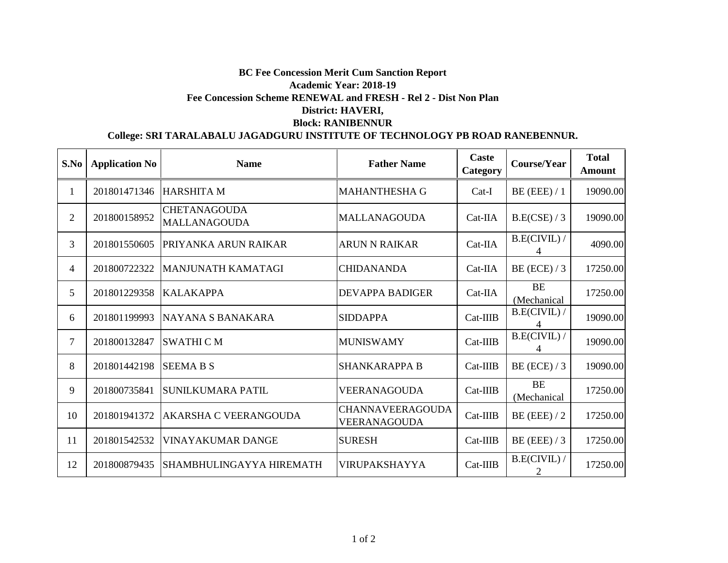**BC Fee Concession Merit Cum Sanction Report**

**Academic Year: 2018-19**

**Fee Concession Scheme RENEWAL and FRESH - Rel 2 - Dist Non Plan**

**District: HAVERI,**

**Block: RANIBENNUR**

**College: SRI TARALABALU JAGADGURU INSTITUTE OF TECHNOLOGY PB ROAD RANEBENNUR.**

| S.No | Application No | Name | Father Name | Caste Category | Course/Year | Total Amount |
|---|---|---|---|---|---|---|
| 1 | 201801471346 | HARSHITA M | MAHANTHESHA G | Cat-I | BE (EEE) / 1 | 19090.00 |
| 2 | 201800158952 | CHETANAGOUDA MALLANAGOUDA | MALLANAGOUDA | Cat-IIA | B.E(CSE) / 3 | 19090.00 |
| 3 | 201801550605 | PRIYANKA ARUN RAIKAR | ARUN N RAIKAR | Cat-IIA | B.E(CIVIL) / 4 | 4090.00 |
| 4 | 201800722322 | MANJUNATH KAMATAGI | CHIDANANDA | Cat-IIA | BE (ECE) / 3 | 17250.00 |
| 5 | 201801229358 | KALAKAPPA | DEVAPPA BADIGER | Cat-IIA | BE (Mechanical | 17250.00 |
| 6 | 201801199993 | NAYANA S BANAKARA | SIDDAPPA | Cat-IIIB | B.E(CIVIL) / 4 | 19090.00 |
| 7 | 201800132847 | SWATHI C M | MUNISWAMY | Cat-IIIB | B.E(CIVIL) / 4 | 19090.00 |
| 8 | 201801442198 | SEEMA B S | SHANKARAPPA B | Cat-IIIB | BE (ECE) / 3 | 19090.00 |
| 9 | 201800735841 | SUNILKUMARA PATIL | VEERANAGOUDA | Cat-IIIB | BE (Mechanical | 17250.00 |
| 10 | 201801941372 | AKARSHA C VEERANGOUDA | CHANNAVEERAGOUDA VEERANAGOUDA | Cat-IIIB | BE (EEE) / 2 | 17250.00 |
| 11 | 201801542532 | VINAYAKUMAR DANGE | SURESH | Cat-IIIB | BE (EEE) / 3 | 17250.00 |
| 12 | 201800879435 | SHAMBHULINGAYYA HIREMATH | VIRUPAKSHAYYA | Cat-IIIB | B.E(CIVIL) / 2 | 17250.00 |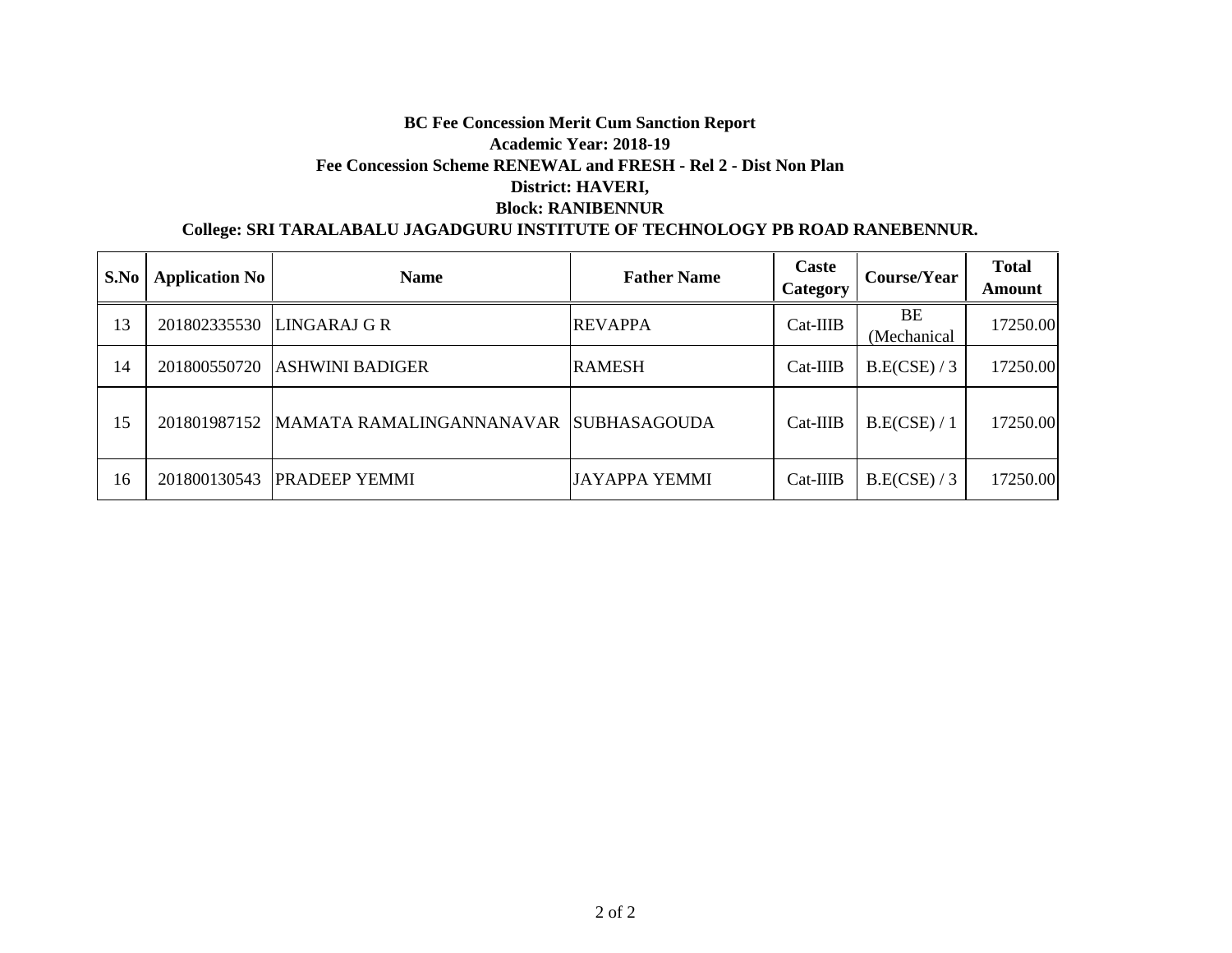**BC Fee Concession Merit Cum Sanction Report**

**Academic Year: 2018-19**

**Fee Concession Scheme RENEWAL and FRESH - Rel 2 - Dist Non Plan**

**District: HAVERI,**

**Block: RANIBENNUR**

**College: SRI TARALABALU JAGADGURU INSTITUTE OF TECHNOLOGY PB ROAD RANEBENNUR.**

| S.No | Application No | Name | Father Name | Caste Category | Course/Year | Total Amount |
|---|---|---|---|---|---|---|
| 13 | 201802335530 | LINGARAJ G R | REVAPPA | Cat-IIIB | BE (Mechanical | 17250.00 |
| 14 | 201800550720 | ASHWINI BADIGER | RAMESH | Cat-IIIB | B.E(CSE) / 3 | 17250.00 |
| 15 | 201801987152 | MAMATA RAMALINGANNANAVAR | SUBHASAGOUDA | Cat-IIIB | B.E(CSE) / 1 | 17250.00 |
| 16 | 201800130543 | PRADEEP YEMMI | JAYAPPA YEMMI | Cat-IIIB | B.E(CSE) / 3 | 17250.00 |